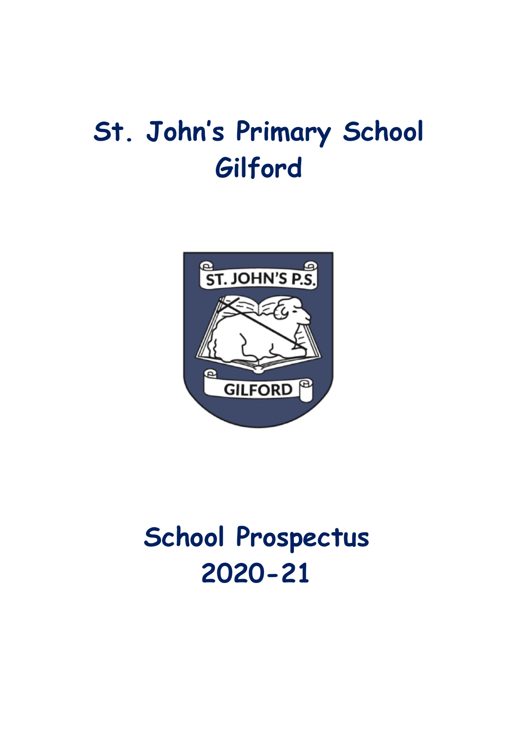# St. John's Primary School Gilford

# School Prospectus 2020-21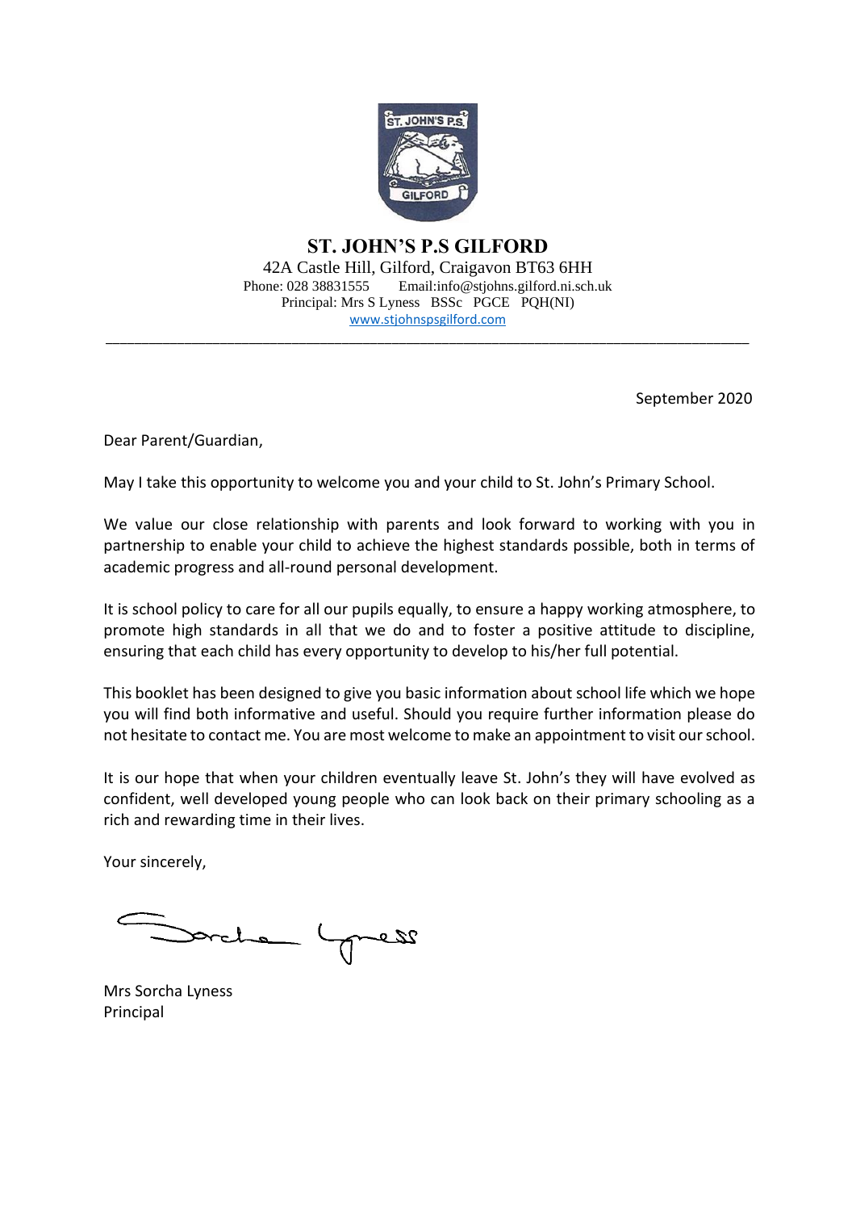# ST. JOHN'S P.S GILFORD

42A Castle Hill, Gilford, Craigavon BT63 6HH
Phone: 028 38831555 Email:info@stjohns.gilford.ni.sch.uk
Principal: Mrs S Lyness BSSc PGCE PQH(NI)
www.stjohnspsgilford.com

---

September 2020

Dear Parent/Guardian,

May I take this opportunity to welcome you and your child to St. John's Primary School.

We value our close relationship with parents and look forward to working with you in partnership to enable your child to achieve the highest standards possible, both in terms of academic progress and all-round personal development.

It is school policy to care for all our pupils equally, to ensure a happy working atmosphere, to promote high standards in all that we do and to foster a positive attitude to discipline, ensuring that each child has every opportunity to develop to his/her full potential.

This booklet has been designed to give you basic information about school life which we hope you will find both informative and useful. Should you require further information please do not hesitate to contact me. You are most welcome to make an appointment to visit our school.

It is our hope that when your children eventually leave St. John's they will have evolved as confident, well developed young people who can look back on their primary schooling as a rich and rewarding time in their lives.

Your sincerely,

Mrs Sorcha Lyness
Principal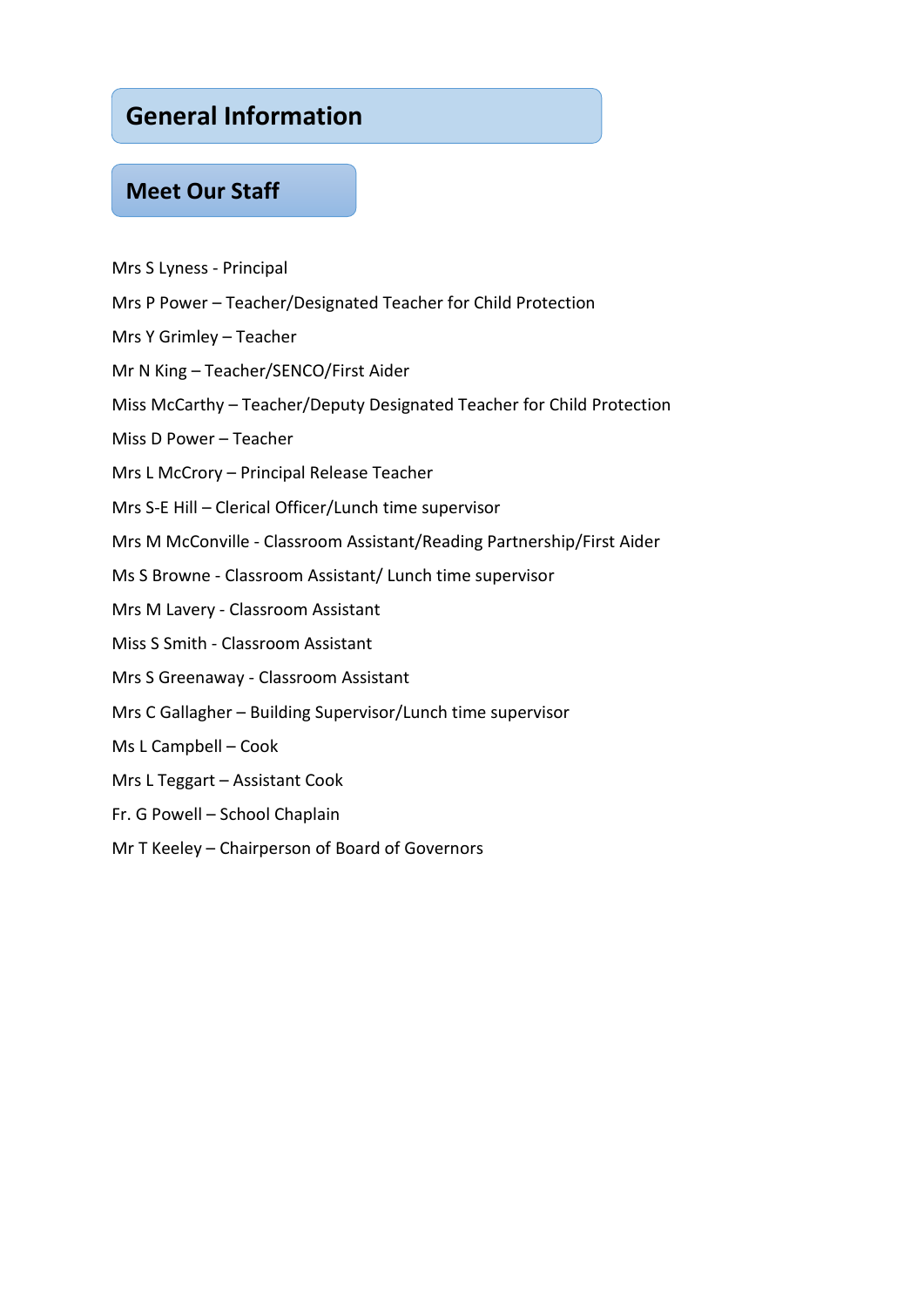# General Information

## Meet Our Staff

Mrs S Lyness - Principal

Mrs P Power – Teacher/Designated Teacher for Child Protection

Mrs Y Grimley – Teacher

Mr N King – Teacher/SENCO/First Aider

Miss McCarthy – Teacher/Deputy Designated Teacher for Child Protection

Miss D Power – Teacher

Mrs L McCrory – Principal Release Teacher

Mrs S-E Hill – Clerical Officer/Lunch time supervisor

Mrs M McConville - Classroom Assistant/Reading Partnership/First Aider

Ms S Browne - Classroom Assistant/ Lunch time supervisor

Mrs M Lavery - Classroom Assistant

Miss S Smith - Classroom Assistant

Mrs S Greenaway - Classroom Assistant

Mrs C Gallagher – Building Supervisor/Lunch time supervisor

Ms L Campbell – Cook

Mrs L Teggart – Assistant Cook

Fr. G Powell – School Chaplain

Mr T Keeley – Chairperson of Board of Governors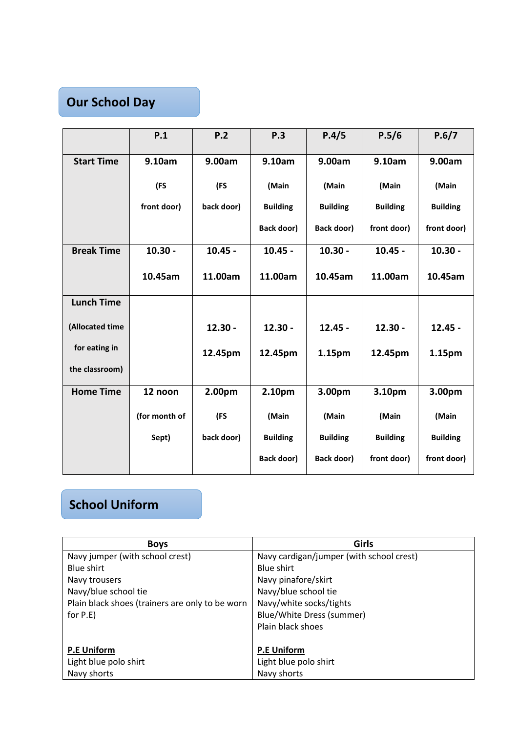## Our School Day

| | P.1 | P.2 | P.3 | P.4/5 | P.5/6 | P.6/7 |
|---|---|---|---|---|---|---|
| **Start Time** | 9.10am (FS front door) | 9.00am (FS back door) | 9.10am (Main Building Back door) | 9.00am (Main Building Back door) | 9.10am (Main Building front door) | 9.00am (Main Building front door) |
| **Break Time** | 10.30 - 10.45am | 10.45 - 11.00am | 10.45 - 11.00am | 10.30 - 10.45am | 10.45 - 11.00am | 10.30 - 10.45am |
| **Lunch Time** (Allocated time for eating in the classroom) | | 12.30 - 12.45pm | 12.30 - 12.45pm | 12.45 - 1.15pm | 12.30 - 12.45pm | 12.45 - 1.15pm |
| **Home Time** | 12 noon (for month of Sept) | 2.00pm (FS back door) | 2.10pm (Main Building Back door) | 3.00pm (Main Building Back door) | 3.10pm (Main Building front door) | 3.00pm (Main Building front door) |

## School Uniform

| Boys | Girls |
|---|---|
| Navy jumper (with school crest)<br>Blue shirt<br>Navy trousers<br>Navy/blue school tie<br>Plain black shoes (trainers are only to be worn for P.E)<br><br>**P.E Uniform**<br>Light blue polo shirt<br>Navy shorts | Navy cardigan/jumper (with school crest)<br>Blue shirt<br>Navy pinafore/skirt<br>Navy/blue school tie<br>Navy/white socks/tights<br>Blue/White Dress (summer)<br>Plain black shoes<br><br>**P.E Uniform**<br>Light blue polo shirt<br>Navy shorts |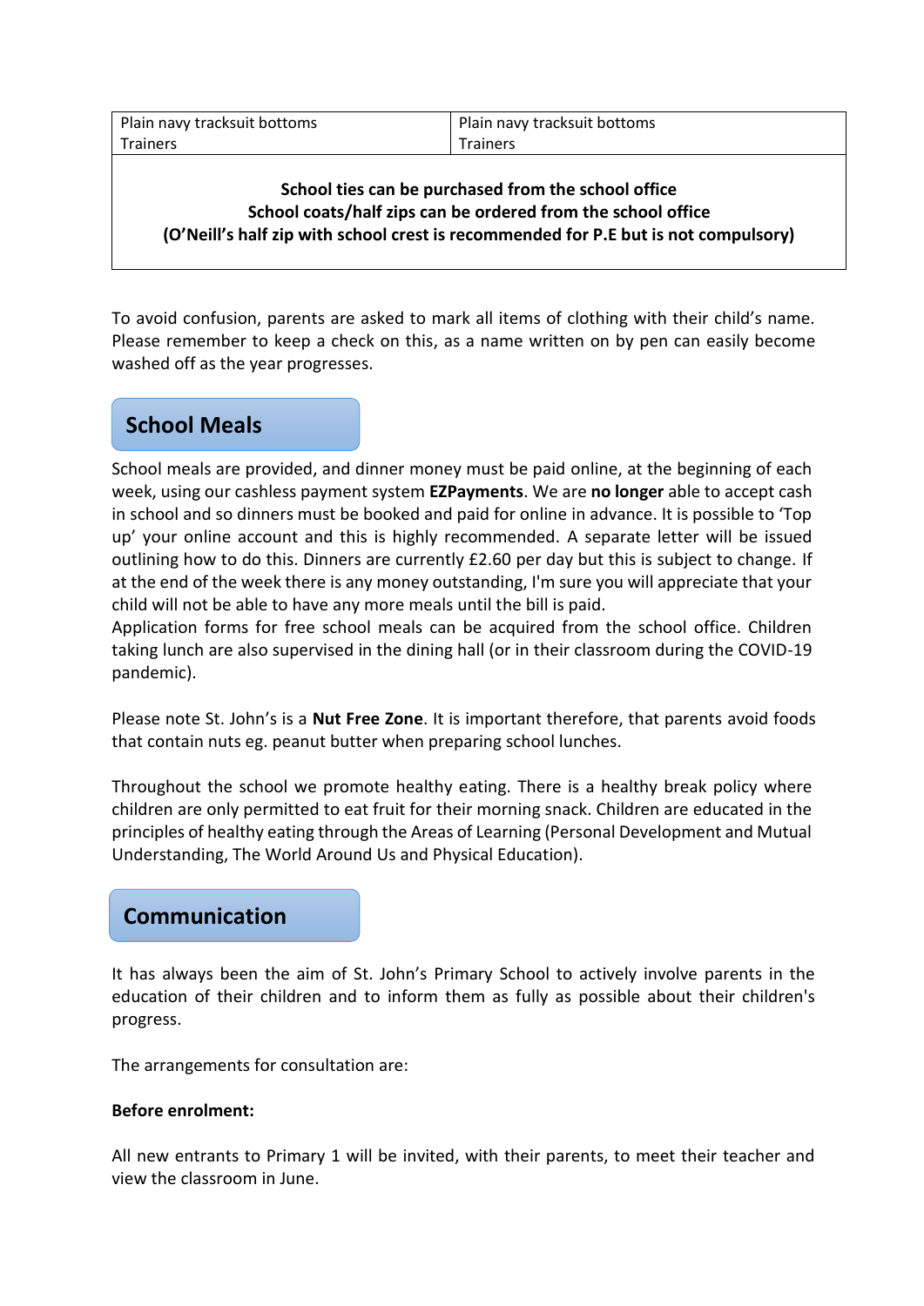| Plain navy tracksuit bottoms<br>Trainers | Plain navy tracksuit bottoms<br>Trainers |
|---|---|
| **School ties can be purchased from the school office<br>School coats/half zips can be ordered from the school office<br>(O'Neill's half zip with school crest is recommended for P.E but is not compulsory)** | |

To avoid confusion, parents are asked to mark all items of clothing with their child's name. Please remember to keep a check on this, as a name written on by pen can easily become washed off as the year progresses.

## School Meals

School meals are provided, and dinner money must be paid online, at the beginning of each week, using our cashless payment system **EZPayments**. We are **no longer** able to accept cash in school and so dinners must be booked and paid for online in advance. It is possible to 'Top up' your online account and this is highly recommended. A separate letter will be issued outlining how to do this. Dinners are currently £2.60 per day but this is subject to change. If at the end of the week there is any money outstanding, I'm sure you will appreciate that your child will not be able to have any more meals until the bill is paid.

Application forms for free school meals can be acquired from the school office. Children taking lunch are also supervised in the dining hall (or in their classroom during the COVID-19 pandemic).

Please note St. John's is a **Nut Free Zone**. It is important therefore, that parents avoid foods that contain nuts eg. peanut butter when preparing school lunches.

Throughout the school we promote healthy eating. There is a healthy break policy where children are only permitted to eat fruit for their morning snack. Children are educated in the principles of healthy eating through the Areas of Learning (Personal Development and Mutual Understanding, The World Around Us and Physical Education).

## Communication

It has always been the aim of St. John's Primary School to actively involve parents in the education of their children and to inform them as fully as possible about their children's progress.

The arrangements for consultation are:

**Before enrolment:**

All new entrants to Primary 1 will be invited, with their parents, to meet their teacher and view the classroom in June.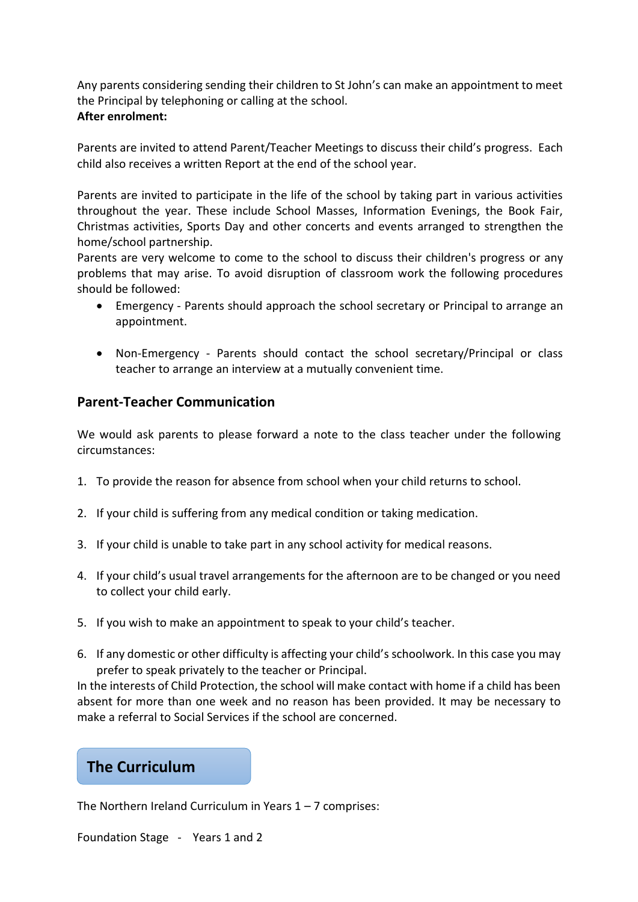Any parents considering sending their children to St John's can make an appointment to meet the Principal by telephoning or calling at the school.

**After enrolment:**

Parents are invited to attend Parent/Teacher Meetings to discuss their child's progress. Each child also receives a written Report at the end of the school year.

Parents are invited to participate in the life of the school by taking part in various activities throughout the year. These include School Masses, Information Evenings, the Book Fair, Christmas activities, Sports Day and other concerts and events arranged to strengthen the home/school partnership.

Parents are very welcome to come to the school to discuss their children's progress or any problems that may arise. To avoid disruption of classroom work the following procedures should be followed:

- Emergency - Parents should approach the school secretary or Principal to arrange an appointment.
- Non-Emergency - Parents should contact the school secretary/Principal or class teacher to arrange an interview at a mutually convenient time.

### Parent-Teacher Communication

We would ask parents to please forward a note to the class teacher under the following circumstances:

1. To provide the reason for absence from school when your child returns to school.
2. If your child is suffering from any medical condition or taking medication.
3. If your child is unable to take part in any school activity for medical reasons.
4. If your child's usual travel arrangements for the afternoon are to be changed or you need to collect your child early.
5. If you wish to make an appointment to speak to your child's teacher.
6. If any domestic or other difficulty is affecting your child's schoolwork. In this case you may prefer to speak privately to the teacher or Principal.

In the interests of Child Protection, the school will make contact with home if a child has been absent for more than one week and no reason has been provided. It may be necessary to make a referral to Social Services if the school are concerned.

## The Curriculum

The Northern Ireland Curriculum in Years 1 – 7 comprises:

Foundation Stage - Years 1 and 2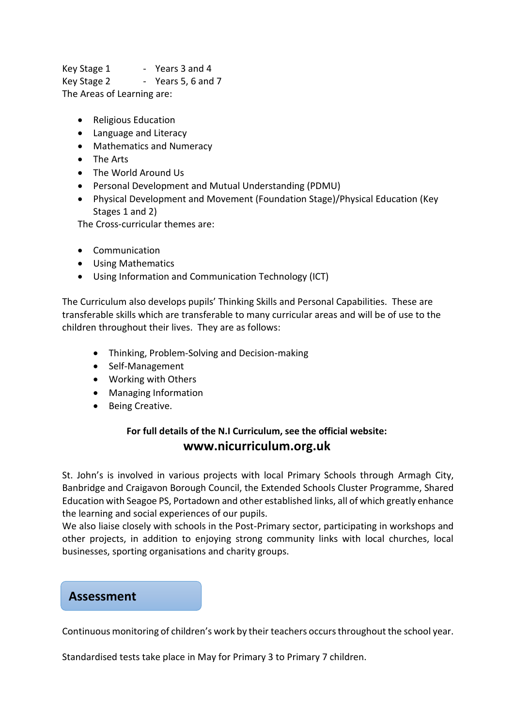Key Stage 1 - Years 3 and 4
Key Stage 2 - Years 5, 6 and 7

The Areas of Learning are:

- Religious Education
- Language and Literacy
- Mathematics and Numeracy
- The Arts
- The World Around Us
- Personal Development and Mutual Understanding (PDMU)
- Physical Development and Movement (Foundation Stage)/Physical Education (Key Stages 1 and 2)

The Cross-curricular themes are:

- Communication
- Using Mathematics
- Using Information and Communication Technology (ICT)

The Curriculum also develops pupils' Thinking Skills and Personal Capabilities. These are transferable skills which are transferable to many curricular areas and will be of use to the children throughout their lives. They are as follows:

- Thinking, Problem-Solving and Decision-making
- Self-Management
- Working with Others
- Managing Information
- Being Creative.

**For full details of the N.I Curriculum, see the official website:**

**www.nicurriculum.org.uk**

St. John's is involved in various projects with local Primary Schools through Armagh City, Banbridge and Craigavon Borough Council, the Extended Schools Cluster Programme, Shared Education with Seagoe PS, Portadown and other established links, all of which greatly enhance the learning and social experiences of our pupils.

We also liaise closely with schools in the Post-Primary sector, participating in workshops and other projects, in addition to enjoying strong community links with local churches, local businesses, sporting organisations and charity groups.

## Assessment

Continuous monitoring of children's work by their teachers occurs throughout the school year.

Standardised tests take place in May for Primary 3 to Primary 7 children.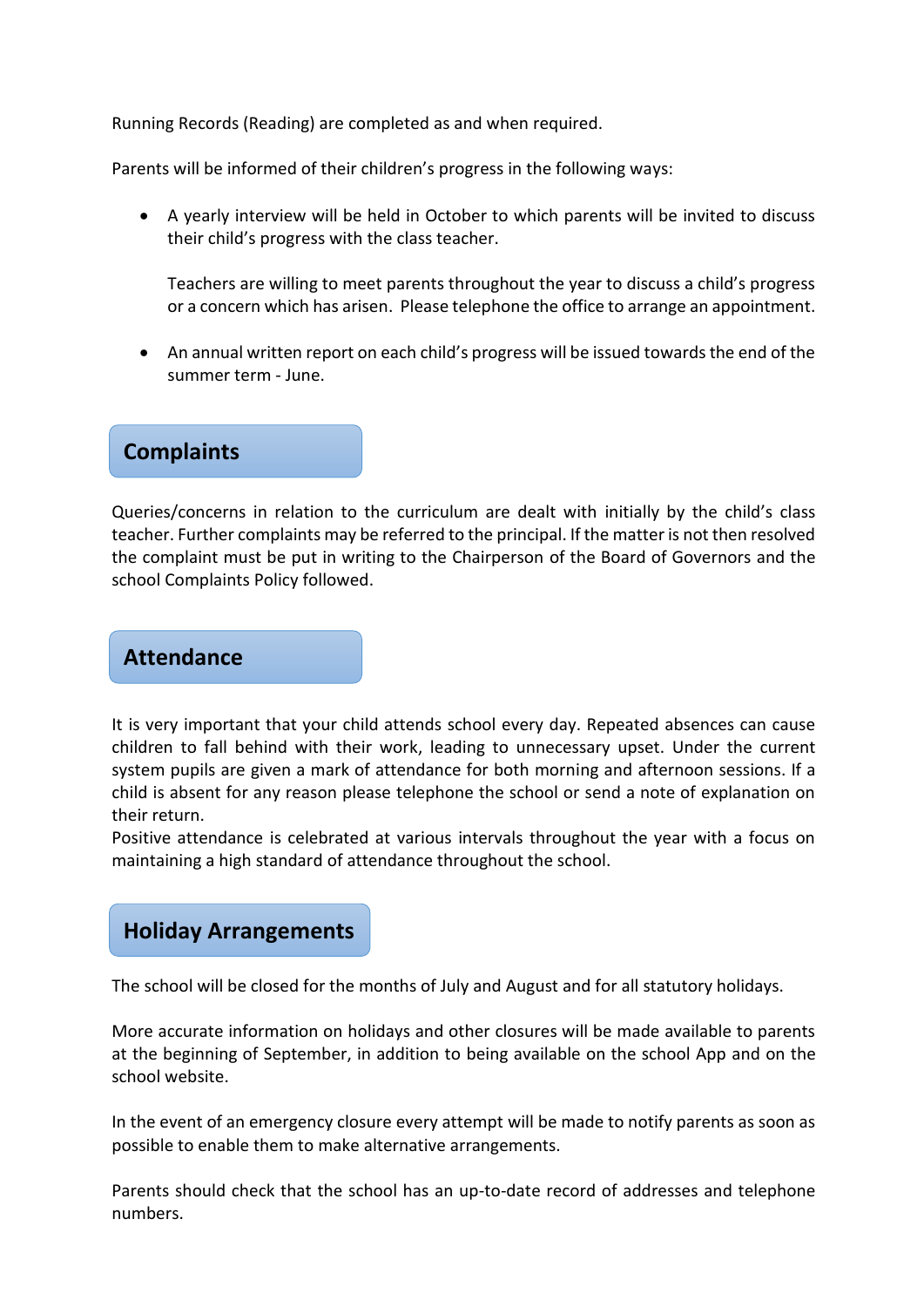Running Records (Reading) are completed as and when required.

Parents will be informed of their children's progress in the following ways:

- A yearly interview will be held in October to which parents will be invited to discuss their child's progress with the class teacher.

  Teachers are willing to meet parents throughout the year to discuss a child's progress or a concern which has arisen. Please telephone the office to arrange an appointment.

- An annual written report on each child's progress will be issued towards the end of the summer term - June.

## Complaints

Queries/concerns in relation to the curriculum are dealt with initially by the child's class teacher. Further complaints may be referred to the principal. If the matter is not then resolved the complaint must be put in writing to the Chairperson of the Board of Governors and the school Complaints Policy followed.

## Attendance

It is very important that your child attends school every day. Repeated absences can cause children to fall behind with their work, leading to unnecessary upset. Under the current system pupils are given a mark of attendance for both morning and afternoon sessions. If a child is absent for any reason please telephone the school or send a note of explanation on their return.
Positive attendance is celebrated at various intervals throughout the year with a focus on maintaining a high standard of attendance throughout the school.

## Holiday Arrangements

The school will be closed for the months of July and August and for all statutory holidays.

More accurate information on holidays and other closures will be made available to parents at the beginning of September, in addition to being available on the school App and on the school website.

In the event of an emergency closure every attempt will be made to notify parents as soon as possible to enable them to make alternative arrangements.

Parents should check that the school has an up-to-date record of addresses and telephone numbers.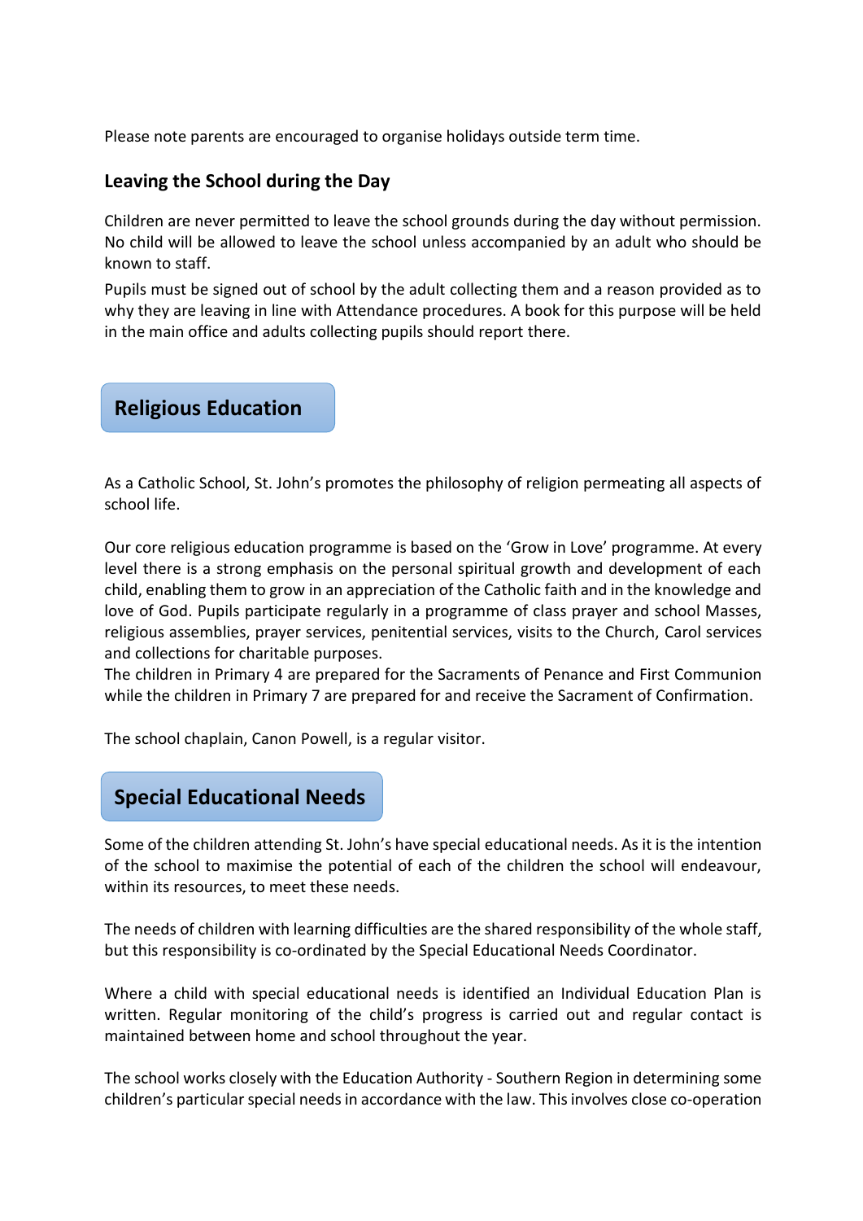Please note parents are encouraged to organise holidays outside term time.

### Leaving the School during the Day

Children are never permitted to leave the school grounds during the day without permission. No child will be allowed to leave the school unless accompanied by an adult who should be known to staff.

Pupils must be signed out of school by the adult collecting them and a reason provided as to why they are leaving in line with Attendance procedures. A book for this purpose will be held in the main office and adults collecting pupils should report there.

## Religious Education

As a Catholic School, St. John's promotes the philosophy of religion permeating all aspects of school life.

Our core religious education programme is based on the 'Grow in Love' programme. At every level there is a strong emphasis on the personal spiritual growth and development of each child, enabling them to grow in an appreciation of the Catholic faith and in the knowledge and love of God. Pupils participate regularly in a programme of class prayer and school Masses, religious assemblies, prayer services, penitential services, visits to the Church, Carol services and collections for charitable purposes.
The children in Primary 4 are prepared for the Sacraments of Penance and First Communion while the children in Primary 7 are prepared for and receive the Sacrament of Confirmation.

The school chaplain, Canon Powell, is a regular visitor.

## Special Educational Needs

Some of the children attending St. John's have special educational needs. As it is the intention of the school to maximise the potential of each of the children the school will endeavour, within its resources, to meet these needs.

The needs of children with learning difficulties are the shared responsibility of the whole staff, but this responsibility is co-ordinated by the Special Educational Needs Coordinator.

Where a child with special educational needs is identified an Individual Education Plan is written. Regular monitoring of the child's progress is carried out and regular contact is maintained between home and school throughout the year.

The school works closely with the Education Authority - Southern Region in determining some children's particular special needs in accordance with the law. This involves close co-operation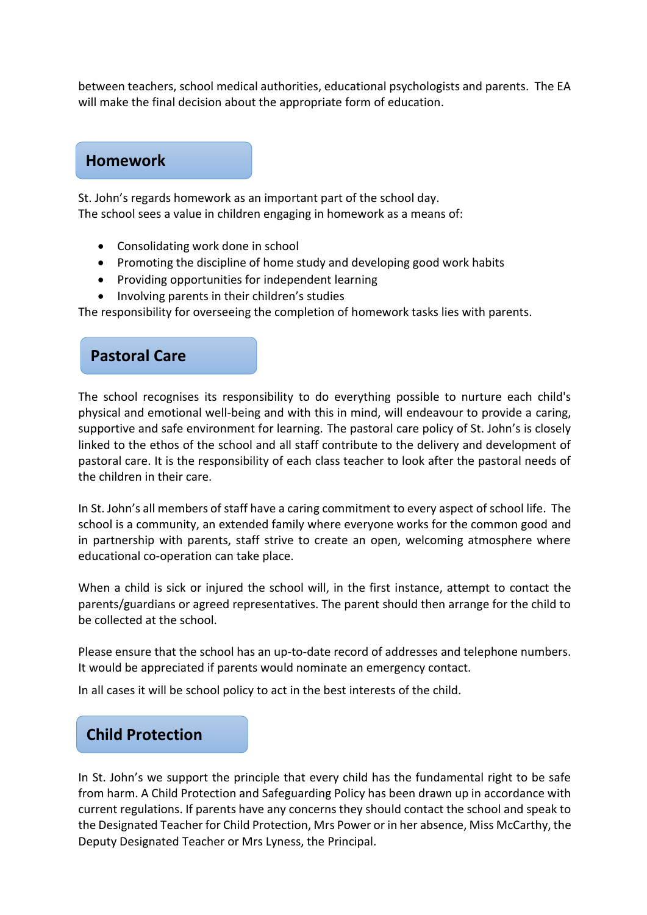between teachers, school medical authorities, educational psychologists and parents. The EA will make the final decision about the appropriate form of education.

## Homework

St. John's regards homework as an important part of the school day.
The school sees a value in children engaging in homework as a means of:

- Consolidating work done in school
- Promoting the discipline of home study and developing good work habits
- Providing opportunities for independent learning
- Involving parents in their children's studies

The responsibility for overseeing the completion of homework tasks lies with parents.

## Pastoral Care

The school recognises its responsibility to do everything possible to nurture each child's physical and emotional well-being and with this in mind, will endeavour to provide a caring, supportive and safe environment for learning. The pastoral care policy of St. John's is closely linked to the ethos of the school and all staff contribute to the delivery and development of pastoral care. It is the responsibility of each class teacher to look after the pastoral needs of the children in their care.

In St. John's all members of staff have a caring commitment to every aspect of school life. The school is a community, an extended family where everyone works for the common good and in partnership with parents, staff strive to create an open, welcoming atmosphere where educational co-operation can take place.

When a child is sick or injured the school will, in the first instance, attempt to contact the parents/guardians or agreed representatives. The parent should then arrange for the child to be collected at the school.

Please ensure that the school has an up-to-date record of addresses and telephone numbers. It would be appreciated if parents would nominate an emergency contact.

In all cases it will be school policy to act in the best interests of the child.

## Child Protection

In St. John's we support the principle that every child has the fundamental right to be safe from harm. A Child Protection and Safeguarding Policy has been drawn up in accordance with current regulations. If parents have any concerns they should contact the school and speak to the Designated Teacher for Child Protection, Mrs Power or in her absence, Miss McCarthy, the Deputy Designated Teacher or Mrs Lyness, the Principal.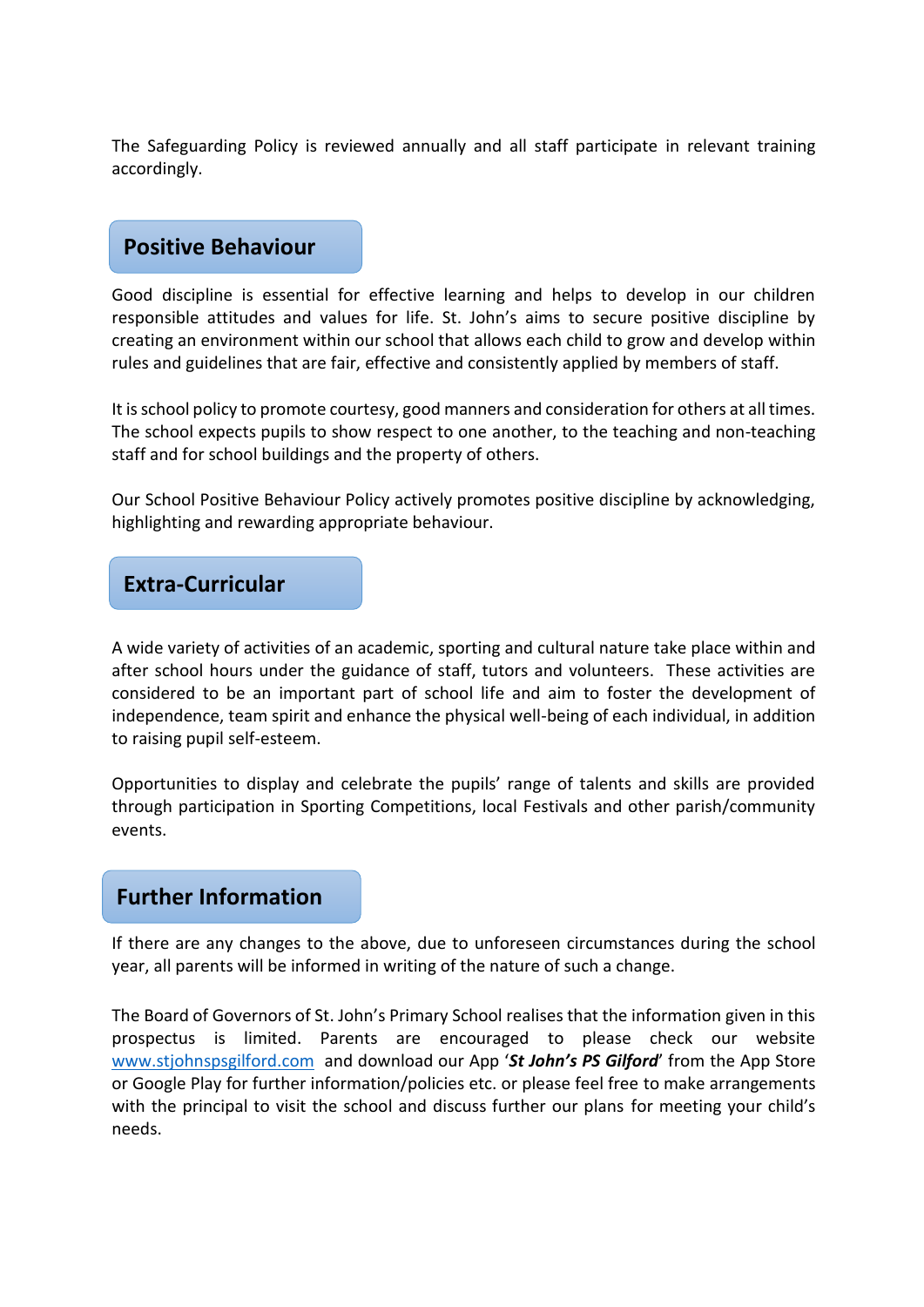The Safeguarding Policy is reviewed annually and all staff participate in relevant training accordingly.

## Positive Behaviour

Good discipline is essential for effective learning and helps to develop in our children responsible attitudes and values for life. St. John's aims to secure positive discipline by creating an environment within our school that allows each child to grow and develop within rules and guidelines that are fair, effective and consistently applied by members of staff.

It is school policy to promote courtesy, good manners and consideration for others at all times. The school expects pupils to show respect to one another, to the teaching and non-teaching staff and for school buildings and the property of others.

Our School Positive Behaviour Policy actively promotes positive discipline by acknowledging, highlighting and rewarding appropriate behaviour.

## Extra-Curricular

A wide variety of activities of an academic, sporting and cultural nature take place within and after school hours under the guidance of staff, tutors and volunteers. These activities are considered to be an important part of school life and aim to foster the development of independence, team spirit and enhance the physical well-being of each individual, in addition to raising pupil self-esteem.

Opportunities to display and celebrate the pupils' range of talents and skills are provided through participation in Sporting Competitions, local Festivals and other parish/community events.

## Further Information

If there are any changes to the above, due to unforeseen circumstances during the school year, all parents will be informed in writing of the nature of such a change.

The Board of Governors of St. John's Primary School realises that the information given in this prospectus is limited. Parents are encouraged to please check our website [www.stjohnspsgilford.com](http://www.stjohnspsgilford.com) and download our App '***St John's PS Gilford***' from the App Store or Google Play for further information/policies etc. or please feel free to make arrangements with the principal to visit the school and discuss further our plans for meeting your child's needs.